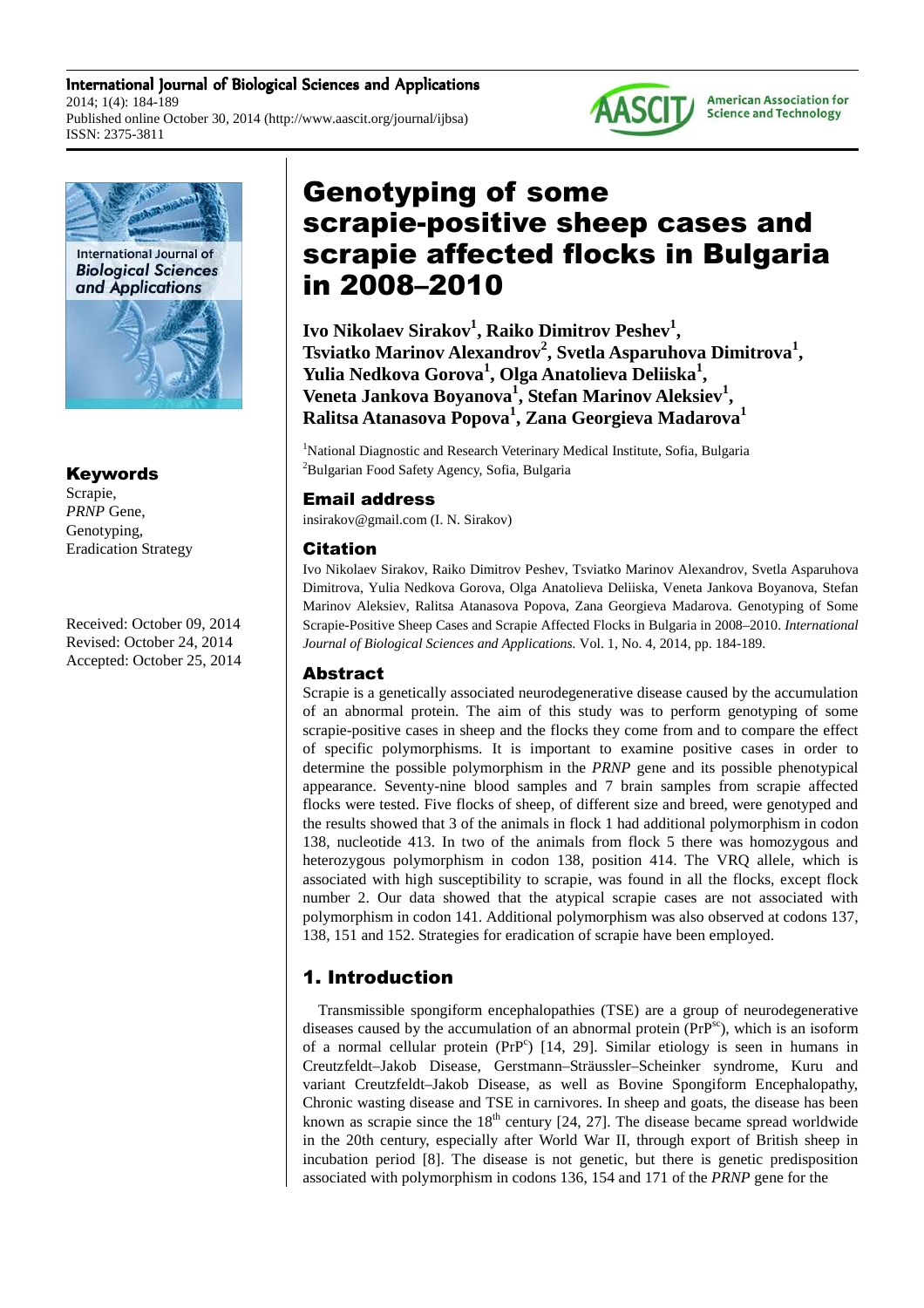# Genotyping of some scrapie-positive sheep cases and scrapie affected flocks in Bulgaria in 2008–2010

**Ivo Nikolaev Sirakov[1], Raiko Dimitrov Peshev[1], Tsviatko Marinov Alexandrov[2], Svetla Asparuhova Dimitrova[1], Yulia Nedkova Gorova[1], Olga Anatolieva Deliiska[1], Veneta Jankova Boyanova[1], Stefan Marinov Aleksiev[1], Ralitsa Atanasova Popova[1], Zana Georgieva Madarova[1]**

[1]National Diagnostic and Research Veterinary Medical Institute, Sofia, Bulgaria
[2]Bulgarian Food Safety Agency, Sofia, Bulgaria

## Email address

insirakov@gmail.com (I. N. Sirakov)

## Citation

Ivo Nikolaev Sirakov, Raiko Dimitrov Peshev, Tsviatko Marinov Alexandrov, Svetla Asparuhova Dimitrova, Yulia Nedkova Gorova, Olga Anatolieva Deliiska, Veneta Jankova Boyanova, Stefan Marinov Aleksiev, Ralitsa Atanasova Popova, Zana Georgieva Madarova. Genotyping of Some Scrapie-Positive Sheep Cases and Scrapie Affected Flocks in Bulgaria in 2008–2010. *International Journal of Biological Sciences and Applications.* Vol. 1, No. 4, 2014, pp. 184-189.

## Keywords

Scrapie,
*PRNP* Gene,
Genotyping,
Eradication Strategy

Received: October 09, 2014
Revised: October 24, 2014
Accepted: October 25, 2014

## Abstract

Scrapie is a genetically associated neurodegenerative disease caused by the accumulation of an abnormal protein. The aim of this study was to perform genotyping of some scrapie-positive cases in sheep and the flocks they come from and to compare the effect of specific polymorphisms. It is important to examine positive cases in order to determine the possible polymorphism in the *PRNP* gene and its possible phenotypical appearance. Seventy-nine blood samples and 7 brain samples from scrapie affected flocks were tested. Five flocks of sheep, of different size and breed, were genotyped and the results showed that 3 of the animals in flock 1 had additional polymorphism in codon 138, nucleotide 413. In two of the animals from flock 5 there was homozygous and heterozygous polymorphism in codon 138, position 414. The VRQ allele, which is associated with high susceptibility to scrapie, was found in all the flocks, except flock number 2. Our data showed that the atypical scrapie cases are not associated with polymorphism in codon 141. Additional polymorphism was also observed at codons 137, 138, 151 and 152. Strategies for eradication of scrapie have been employed.

## 1. Introduction

Transmissible spongiform encephalopathies (TSE) are a group of neurodegenerative diseases caused by the accumulation of an abnormal protein ($PrP^{sc}$), which is an isoform of a normal cellular protein ($PrP^{c}$) [14, 29]. Similar etiology is seen in humans in Creutzfeldt–Jakob Disease, Gerstmann–Sträussler–Scheinker syndrome, Kuru and variant Creutzfeldt–Jakob Disease, as well as Bovine Spongiform Encephalopathy, Chronic wasting disease and TSE in carnivores. In sheep and goats, the disease has been known as scrapie since the 18th century [24, 27]. The disease became spread worldwide in the 20th century, especially after World War II, through export of British sheep in incubation period [8]. The disease is not genetic, but there is genetic predisposition associated with polymorphism in codons 136, 154 and 171 of the *PRNP* gene for the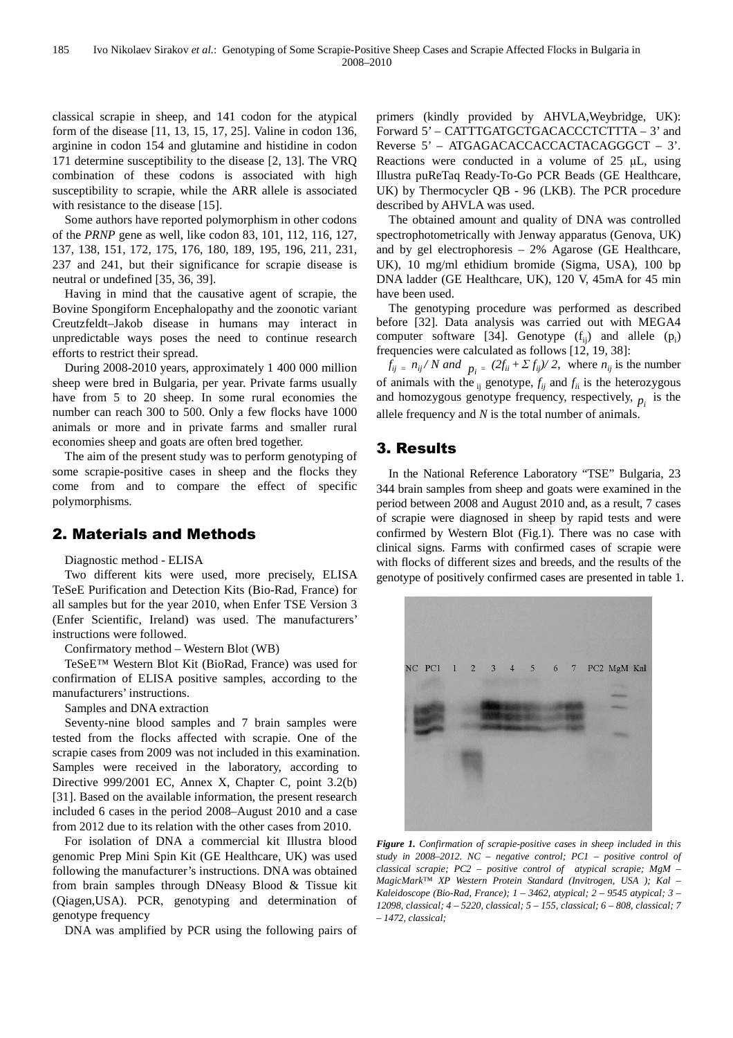classical scrapie in sheep, and 141 codon for the atypical form of the disease [11, 13, 15, 17, 25]. Valine in codon 136, arginine in codon 154 and glutamine and histidine in codon 171 determine susceptibility to the disease [2, 13]. The VRQ combination of these codons is associated with high susceptibility to scrapie, while the ARR allele is associated with resistance to the disease [15].

Some authors have reported polymorphism in other codons of the *PRNP* gene as well, like codon 83, 101, 112, 116, 127, 137, 138, 151, 172, 175, 176, 180, 189, 195, 196, 211, 231, 237 and 241, but their significance for scrapie disease is neutral or undefined [35, 36, 39].

Having in mind that the causative agent of scrapie, the Bovine Spongiform Encephalopathy and the zoonotic variant Creutzfeldt–Jakob disease in humans may interact in unpredictable ways poses the need to continue research efforts to restrict their spread.

During 2008-2010 years, approximately 1 400 000 million sheep were bred in Bulgaria, per year. Private farms usually have from 5 to 20 sheep. In some rural economies the number can reach 300 to 500. Only a few flocks have 1000 animals or more and in private farms and smaller rural economies sheep and goats are often bred together.

The aim of the present study was to perform genotyping of some scrapie-positive cases in sheep and the flocks they come from and to compare the effect of specific polymorphisms.

## 2. Materials and Methods

Diagnostic method - ELISA

Two different kits were used, more precisely, ELISA TeSeE Purification and Detection Kits (Bio-Rad, France) for all samples but for the year 2010, when Enfer TSE Version 3 (Enfer Scientific, Ireland) was used. The manufacturers' instructions were followed.

Confirmatory method – Western Blot (WB)

TeSeE™ Western Blot Kit (BioRad, France) was used for confirmation of ELISA positive samples, according to the manufacturers' instructions.

Samples and DNA extraction

Seventy-nine blood samples and 7 brain samples were tested from the flocks affected with scrapie. One of the scrapie cases from 2009 was not included in this examination. Samples were received in the laboratory, according to Directive 999/2001 EC, Annex X, Chapter C, point 3.2(b) [31]. Based on the available information, the present research included 6 cases in the period 2008–August 2010 and a case from 2012 due to its relation with the other cases from 2010.

For isolation of DNA a commercial kit Illustra blood genomic Prep Mini Spin Kit (GE Healthcare, UK) was used following the manufacturer's instructions. DNA was obtained from brain samples through DNeasy Blood & Tissue kit (Qiagen,USA). PCR, genotyping and determination of genotype frequency

DNA was amplified by PCR using the following pairs of primers (kindly provided by AHVLA,Weybridge, UK): Forward 5' – CATTTGATGCTGACACCCTCTTTA – 3' and Reverse 5' – ATGAGACACCACCACTACAGGGCT – 3'. Reactions were conducted in a volume of 25 μL, using Illustra puReTaq Ready-To-Go PCR Beads (GE Healthcare, UK) by Thermocycler QB - 96 (LKB). The PCR procedure described by AHVLA was used.

The obtained amount and quality of DNA was controlled spectrophotometrically with Jenway apparatus (Genova, UK) and by gel electrophoresis – 2% Agarose (GE Healthcare, UK), 10 mg/ml ethidium bromide (Sigma, USA), 100 bp DNA ladder (GE Healthcare, UK), 120 V, 45mA for 45 min have been used.

The genotyping procedure was performed as described before [32]. Data analysis was carried out with MEGA4 computer software [34]. Genotype ($f_{ij}$) and allele ($p_i$) frequencies were calculated as follows [12, 19, 38]:

$f_{ij} = n_{ij} / N$ and $p_i = (2f_{ii} + \Sigma f_{ij})/ 2$, where $n_{ij}$ is the number of animals with the $_{ij}$ genotype, $f_{ij}$ and $f_{ii}$ is the heterozygous and homozygous genotype frequency, respectively, $p_i$ is the allele frequency and $N$ is the total number of animals.

## 3. Results

In the National Reference Laboratory "TSE" Bulgaria, 23 344 brain samples from sheep and goats were examined in the period between 2008 and August 2010 and, as a result, 7 cases of scrapie were diagnosed in sheep by rapid tests and were confirmed by Western Blot (Fig.1). There was no case with clinical signs. Farms with confirmed cases of scrapie were with flocks of different sizes and breeds, and the results of the genotype of positively confirmed cases are presented in table 1.

*Figure 1. Confirmation of scrapie-positive cases in sheep included in this study in 2008–2012. NC – negative control; PC1 – positive control of classical scrapie; PC2 – positive control of atypical scrapie; MgM – MagicMark™ XP Western Protein Standard (Invitrogen, USA ); Kal – Kaleidoscope (Bio-Rad, France); 1 – 3462, atypical; 2 – 9545 atypical; 3 – 12098, classical; 4 – 5220, classical; 5 – 155, classical; 6 – 808, classical; 7 – 1472, classical;*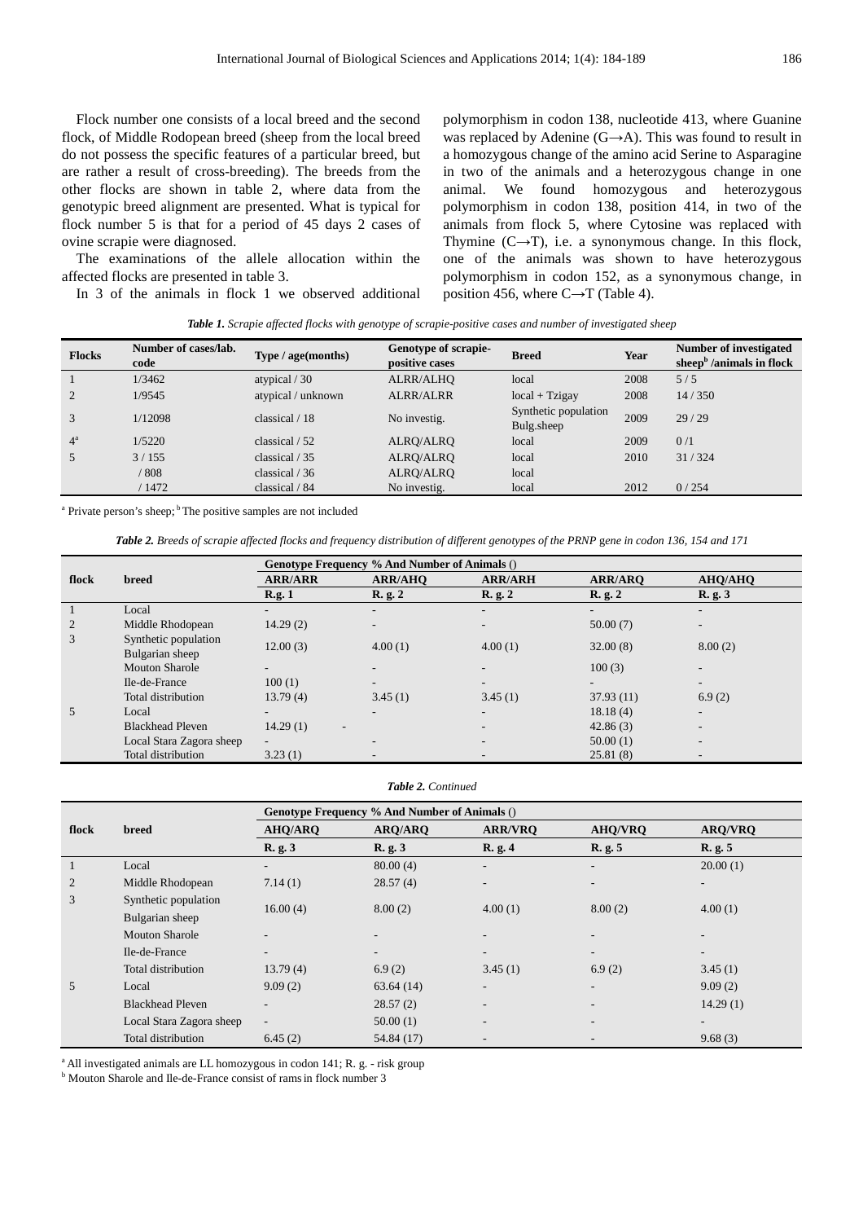Flock number one consists of a local breed and the second flock, of Middle Rodopean breed (sheep from the local breed do not possess the specific features of a particular breed, but are rather a result of cross-breeding). The breeds from the other flocks are shown in table 2, where data from the genotypic breed alignment are presented. What is typical for flock number 5 is that for a period of 45 days 2 cases of ovine scrapie were diagnosed.

The examinations of the allele allocation within the affected flocks are presented in table 3.

In 3 of the animals in flock 1 we observed additional polymorphism in codon 138, nucleotide 413, where Guanine was replaced by Adenine (G→A). This was found to result in a homozygous change of the amino acid Serine to Asparagine in two of the animals and a heterozygous change in one animal. We found homozygous and heterozygous polymorphism in codon 138, position 414, in two of the animals from flock 5, where Cytosine was replaced with Thymine (C→T), i.e. a synonymous change. In this flock, one of the animals was shown to have heterozygous polymorphism in codon 152, as a synonymous change, in position 456, where C→T (Table 4).

***Table 1.*** *Scrapie affected flocks with genotype of scrapie-positive cases and number of investigated sheep*

| Flocks | Number of cases/lab. code | Type / age(months) | Genotype of scrapie-positive cases | Breed | Year | Number of investigated sheep[b] /animals in flock |
|---|---|---|---|---|---|---|
| 1 | 1/3462 | atypical / 30 | ALRR/ALHQ | local | 2008 | 5 / 5 |
| 2 | 1/9545 | atypical / unknown | ALRR/ALRR | local + Tzigay | 2008 | 14 / 350 |
| 3 | 1/12098 | classical / 18 | No investig. | Synthetic population Bulg.sheep | 2009 | 29 / 29 |
| 4[a] | 1/5220 | classical / 52 | ALRQ/ALRQ | local | 2009 | 0 /1 |
| 5 | 3 / 155 | classical / 35 | ALRQ/ALRQ | local | 2010 | 31 / 324 |
| | / 808 | classical / 36 | ALRQ/ALRQ | local | | |
| | / 1472 | classical / 84 | No investig. | local | 2012 | 0 / 254 |

[a] Private person's sheep; [b] The positive samples are not included

***Table 2.*** *Breeds of scrapie affected flocks and frequency distribution of different genotypes of the PRNP gene in codon 136, 154 and 171*

| flock | breed | Genotype Frequency % And Number of Animals () | | | | |
|---|---|---|---|---|---|---|
| | | ARR/ARR | ARR/AHQ | ARR/ARH | ARR/ARQ | AHQ/AHQ |
| | | R.g. 1 | R. g. 2 | R. g. 2 | R. g. 2 | R. g. 3 |
| 1 | Local | - | - | - | - | - |
| 2 | Middle Rhodopean | 14.29 (2) | - | - | 50.00 (7) | - |
| 3 | Synthetic population Bulgarian sheep | 12.00 (3) | 4.00 (1) | 4.00 (1) | 32.00 (8) | 8.00 (2) |
| | Mouton Sharole | - | - | - | 100 (3) | - |
| | Ile-de-France | 100 (1) | - | - | - | - |
| | Total distribution | 13.79 (4) | 3.45 (1) | 3.45 (1) | 37.93 (11) | 6.9 (2) |
| 5 | Local | - | - | - | 18.18 (4) | - |
| | Blackhead Pleven | 14.29 (1) | - | - | 42.86 (3) | - |
| | Local Stara Zagora sheep | - | - | - | 50.00 (1) | - |
| | Total distribution | 3.23 (1) | - | - | 25.81 (8) | - |

***Table 2.*** *Continued*

| flock | breed | Genotype Frequency % And Number of Animals () | | | | |
|---|---|---|---|---|---|---|
| | | AHQ/ARQ | ARQ/ARQ | ARR/VRQ | AHQ/VRQ | ARQ/VRQ |
| | | R. g. 3 | R. g. 3 | R. g. 4 | R. g. 5 | R. g. 5 |
| 1 | Local | - | 80.00 (4) | - | - | 20.00 (1) |
| 2 | Middle Rhodopean | 7.14 (1) | 28.57 (4) | - | - | - |
| 3 | Synthetic population Bulgarian sheep | 16.00 (4) | 8.00 (2) | 4.00 (1) | 8.00 (2) | 4.00 (1) |
| | Mouton Sharole | - | - | - | - | - |
| | Ile-de-France | - | - | - | - | - |
| | Total distribution | 13.79 (4) | 6.9 (2) | 3.45 (1) | 6.9 (2) | 3.45 (1) |
| 5 | Local | 9.09 (2) | 63.64 (14) | - | - | 9.09 (2) |
| | Blackhead Pleven | - | 28.57 (2) | - | - | 14.29 (1) |
| | Local Stara Zagora sheep | - | 50.00 (1) | - | - | - |
| | Total distribution | 6.45 (2) | 54.84 (17) | - | - | 9.68 (3) |

[a] All investigated animals are LL homozygous in codon 141; R. g. - risk group

[b] Mouton Sharole and Ile-de-France consist of rams in flock number 3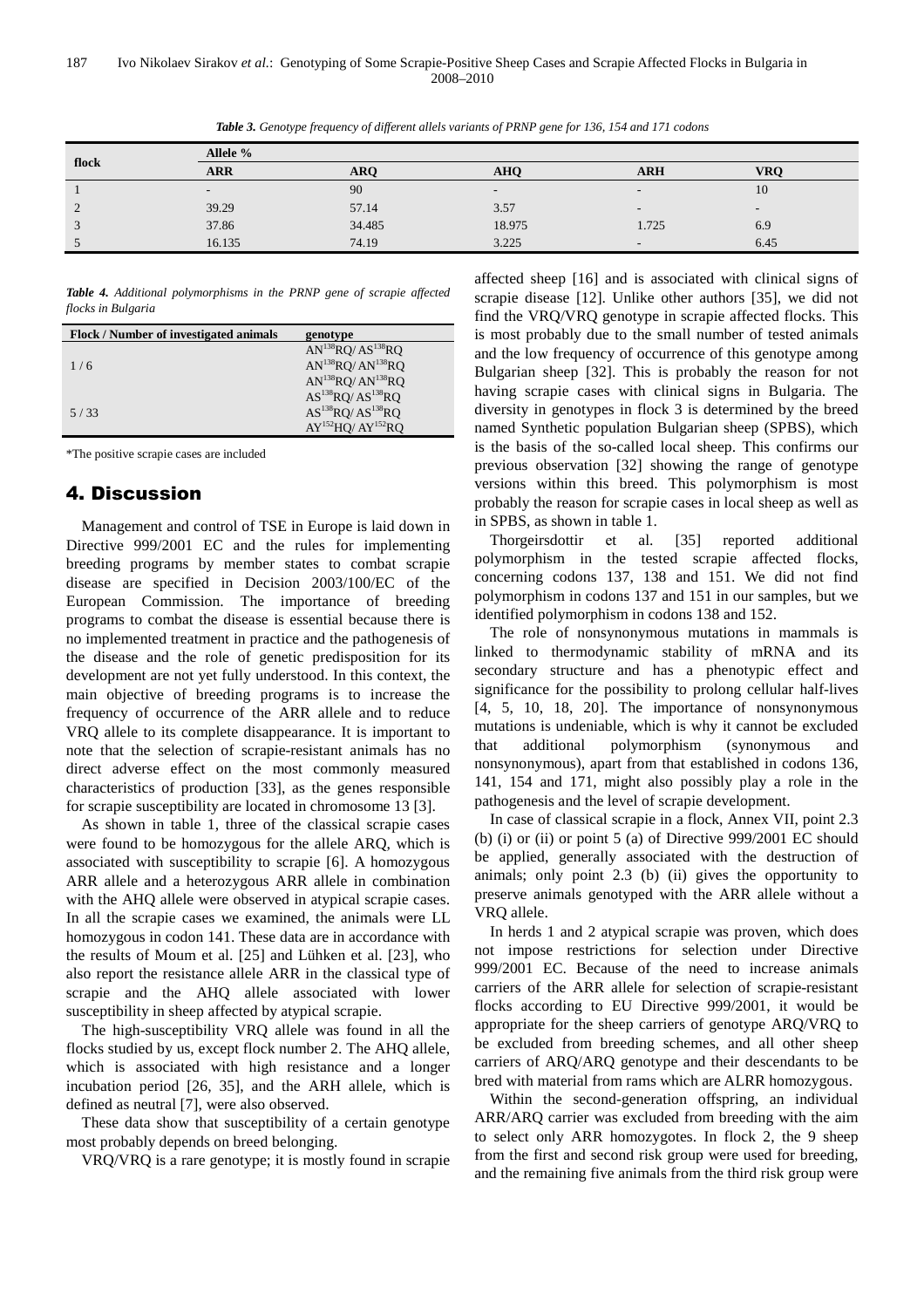***Table 3.** Genotype frequency of different allels variants of PRNP gene for 136, 154 and 171 codons*

| flock | Allele % | | | | |
|---|---|---|---|---|---|
| | **ARR** | **ARQ** | **AHQ** | **ARH** | **VRQ** |
| 1 | - | 90 | - | - | 10 |
| 2 | 39.29 | 57.14 | 3.57 | - | - |
| 3 | 37.86 | 34.485 | 18.975 | 1.725 | 6.9 |
| 5 | 16.135 | 74.19 | 3.225 | - | 6.45 |

***Table 4.** Additional polymorphisms in the PRNP gene of scrapie affected flocks in Bulgaria*

| Flock / Number of investigated animals | genotype |
|---|---|
| 1 / 6 | $AN^{138}RQ/AS^{138}RQ$ |
| | $AN^{138}RQ/AN^{138}RQ$ |
| | $AN^{138}RQ/AN^{138}RQ$ |
| 5 / 33 | $AS^{138}RQ/AS^{138}RQ$ |
| | $AS^{138}RQ/AS^{138}RQ$ |
| | $AY^{152}HQ/AY^{152}RQ$ |

*The positive scrapie cases are included

## 4. Discussion

Management and control of TSE in Europe is laid down in Directive 999/2001 EC and the rules for implementing breeding programs by member states to combat scrapie disease are specified in Decision 2003/100/EC of the European Commission. The importance of breeding programs to combat the disease is essential because there is no implemented treatment in practice and the pathogenesis of the disease and the role of genetic predisposition for its development are not yet fully understood. In this context, the main objective of breeding programs is to increase the frequency of occurrence of the ARR allele and to reduce VRQ allele to its complete disappearance. It is important to note that the selection of scrapie-resistant animals has no direct adverse effect on the most commonly measured characteristics of production [33], as the genes responsible for scrapie susceptibility are located in chromosome 13 [3].

As shown in table 1, three of the classical scrapie cases were found to be homozygous for the allele ARQ, which is associated with susceptibility to scrapie [6]. A homozygous ARR allele and a heterozygous ARR allele in combination with the AHQ allele were observed in atypical scrapie cases. In all the scrapie cases we examined, the animals were LL homozygous in codon 141. These data are in accordance with the results of Moum et al. [25] and Lühken et al. [23], who also report the resistance allele ARR in the classical type of scrapie and the AHQ allele associated with lower susceptibility in sheep affected by atypical scrapie.

The high-susceptibility VRQ allele was found in all the flocks studied by us, except flock number 2. The AHQ allele, which is associated with high resistance and a longer incubation period [26, 35], and the ARH allele, which is defined as neutral [7], were also observed.

These data show that susceptibility of a certain genotype most probably depends on breed belonging.

VRQ/VRQ is a rare genotype; it is mostly found in scrapie affected sheep [16] and is associated with clinical signs of scrapie disease [12]. Unlike other authors [35], we did not find the VRQ/VRQ genotype in scrapie affected flocks. This is most probably due to the small number of tested animals and the low frequency of occurrence of this genotype among Bulgarian sheep [32]. This is probably the reason for not having scrapie cases with clinical signs in Bulgaria. The diversity in genotypes in flock 3 is determined by the breed named Synthetic population Bulgarian sheep (SPBS), which is the basis of the so-called local sheep. This confirms our previous observation [32] showing the range of genotype versions within this breed. This polymorphism is most probably the reason for scrapie cases in local sheep as well as in SPBS, as shown in table 1.

Thorgeirsdottir et al. [35] reported additional polymorphism in the tested scrapie affected flocks, concerning codons 137, 138 and 151. We did not find polymorphism in codons 137 and 151 in our samples, but we identified polymorphism in codons 138 and 152.

The role of nonsynonymous mutations in mammals is linked to thermodynamic stability of mRNA and its secondary structure and has a phenotypic effect and significance for the possibility to prolong cellular half-lives [4, 5, 10, 18, 20]. The importance of nonsynonymous mutations is undeniable, which is why it cannot be excluded that additional polymorphism (synonymous and nonsynonymous), apart from that established in codons 136, 141, 154 and 171, might also possibly play a role in the pathogenesis and the level of scrapie development.

In case of classical scrapie in a flock, Annex VII, point 2.3 (b) (i) or (ii) or point 5 (a) of Directive 999/2001 EC should be applied, generally associated with the destruction of animals; only point 2.3 (b) (ii) gives the opportunity to preserve animals genotyped with the ARR allele without a VRQ allele.

In herds 1 and 2 atypical scrapie was proven, which does not impose restrictions for selection under Directive 999/2001 EC. Because of the need to increase animals carriers of the ARR allele for selection of scrapie-resistant flocks according to EU Directive 999/2001, it would be appropriate for the sheep carriers of genotype ARQ/VRQ to be excluded from breeding schemes, and all other sheep carriers of ARQ/ARQ genotype and their descendants to be bred with material from rams which are ALRR homozygous.

Within the second-generation offspring, an individual ARR/ARQ carrier was excluded from breeding with the aim to select only ARR homozygotes. In flock 2, the 9 sheep from the first and second risk group were used for breeding, and the remaining five animals from the third risk group were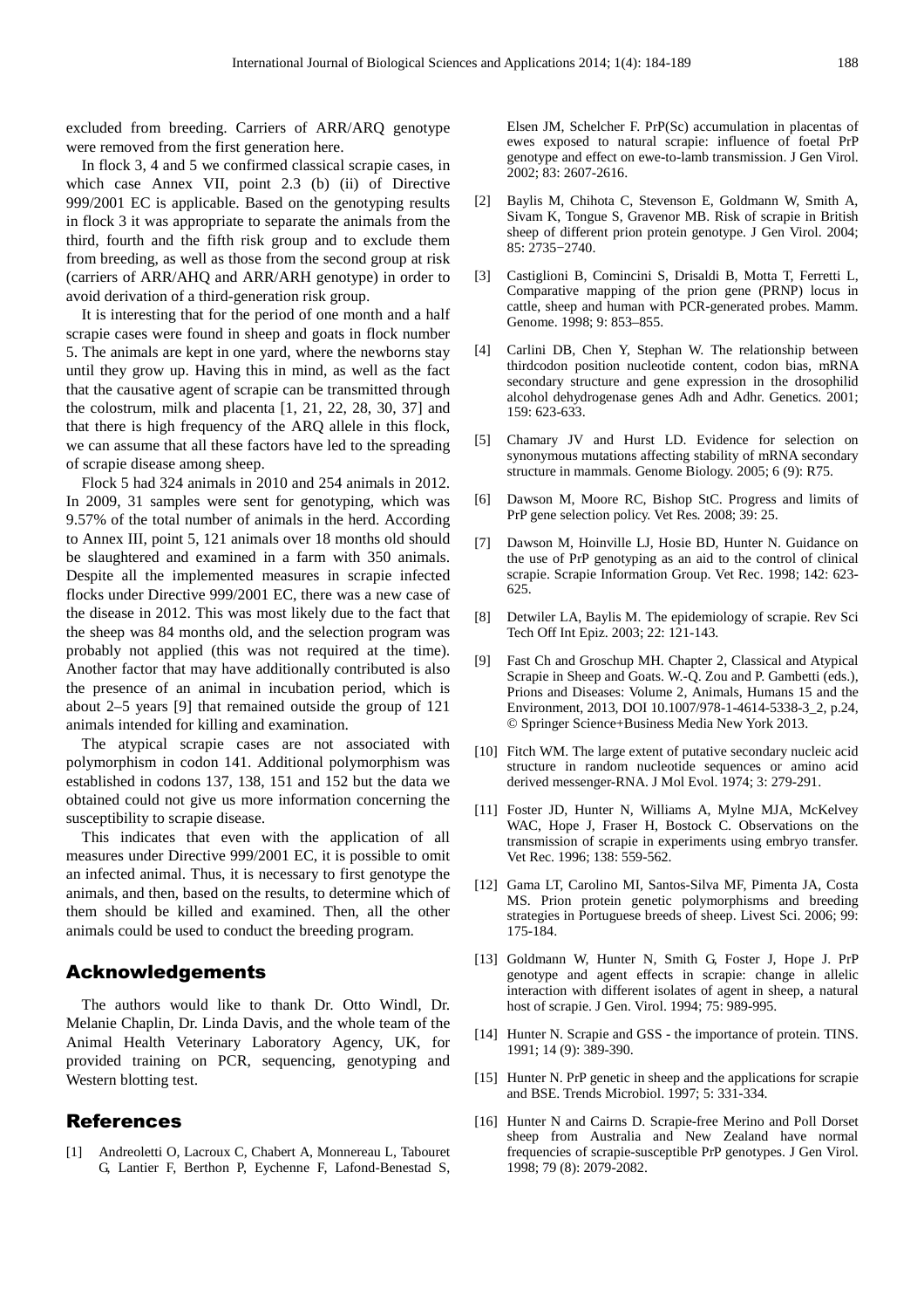excluded from breeding. Carriers of ARR/ARQ genotype were removed from the first generation here.

In flock 3, 4 and 5 we confirmed classical scrapie cases, in which case Annex VII, point 2.3 (b) (ii) of Directive 999/2001 EC is applicable. Based on the genotyping results in flock 3 it was appropriate to separate the animals from the third, fourth and the fifth risk group and to exclude them from breeding, as well as those from the second group at risk (carriers of ARR/AHQ and ARR/ARH genotype) in order to avoid derivation of a third-generation risk group.

It is interesting that for the period of one month and a half scrapie cases were found in sheep and goats in flock number 5. The animals are kept in one yard, where the newborns stay until they grow up. Having this in mind, as well as the fact that the causative agent of scrapie can be transmitted through the colostrum, milk and placenta [1, 21, 22, 28, 30, 37] and that there is high frequency of the ARQ allele in this flock, we can assume that all these factors have led to the spreading of scrapie disease among sheep.

Flock 5 had 324 animals in 2010 and 254 animals in 2012. In 2009, 31 samples were sent for genotyping, which was 9.57% of the total number of animals in the herd. According to Annex III, point 5, 121 animals over 18 months old should be slaughtered and examined in a farm with 350 animals. Despite all the implemented measures in scrapie infected flocks under Directive 999/2001 EC, there was a new case of the disease in 2012. This was most likely due to the fact that the sheep was 84 months old, and the selection program was probably not applied (this was not required at the time). Another factor that may have additionally contributed is also the presence of an animal in incubation period, which is about 2–5 years [9] that remained outside the group of 121 animals intended for killing and examination.

The atypical scrapie cases are not associated with polymorphism in codon 141. Additional polymorphism was established in codons 137, 138, 151 and 152 but the data we obtained could not give us more information concerning the susceptibility to scrapie disease.

This indicates that even with the application of all measures under Directive 999/2001 EC, it is possible to omit an infected animal. Thus, it is necessary to first genotype the animals, and then, based on the results, to determine which of them should be killed and examined. Then, all the other animals could be used to conduct the breeding program.

## Acknowledgements

The authors would like to thank Dr. Otto Windl, Dr. Melanie Chaplin, Dr. Linda Davis, and the whole team of the Animal Health Veterinary Laboratory Agency, UK, for provided training on PCR, sequencing, genotyping and Western blotting test.

## References

[1] Andreoletti O, Lacroux C, Chabert A, Monnereau L, Tabouret G, Lantier F, Berthon P, Eychenne F, Lafond-Benestad S, Elsen JM, Schelcher F. PrP(Sc) accumulation in placentas of ewes exposed to natural scrapie: influence of foetal PrP genotype and effect on ewe-to-lamb transmission. J Gen Virol. 2002; 83: 2607-2616.

[2] Baylis M, Chihota C, Stevenson E, Goldmann W, Smith A, Sivam K, Tongue S, Gravenor MB. Risk of scrapie in British sheep of different prion protein genotype. J Gen Virol. 2004; 85: 2735−2740.

[3] Castiglioni B, Comincini S, Drisaldi B, Motta T, Ferretti L, Comparative mapping of the prion gene (PRNP) locus in cattle, sheep and human with PCR-generated probes. Mamm. Genome. 1998; 9: 853–855.

[4] Carlini DB, Chen Y, Stephan W. The relationship between thirdcodon position nucleotide content, codon bias, mRNA secondary structure and gene expression in the drosophilid alcohol dehydrogenase genes Adh and Adhr. Genetics. 2001; 159: 623-633.

[5] Chamary JV and Hurst LD. Evidence for selection on synonymous mutations affecting stability of mRNA secondary structure in mammals. Genome Biology. 2005; 6 (9): R75.

[6] Dawson M, Moore RC, Bishop StC. Progress and limits of PrP gene selection policy. Vet Res. 2008; 39: 25.

[7] Dawson M, Hoinville LJ, Hosie BD, Hunter N. Guidance on the use of PrP genotyping as an aid to the control of clinical scrapie. Scrapie Information Group. Vet Rec. 1998; 142: 623-625.

[8] Detwiler LA, Baylis M. The epidemiology of scrapie. Rev Sci Tech Off Int Epiz. 2003; 22: 121-143.

[9] Fast Ch and Groschup MH. Chapter 2, Classical and Atypical Scrapie in Sheep and Goats. W.-Q. Zou and P. Gambetti (eds.), Prions and Diseases: Volume 2, Animals, Humans 15 and the Environment, 2013, DOI 10.1007/978-1-4614-5338-3_2, p.24, © Springer Science+Business Media New York 2013.

[10] Fitch WM. The large extent of putative secondary nucleic acid structure in random nucleotide sequences or amino acid derived messenger-RNA. J Mol Evol. 1974; 3: 279-291.

[11] Foster JD, Hunter N, Williams A, Mylne MJA, McKelvey WAC, Hope J, Fraser H, Bostock C. Observations on the transmission of scrapie in experiments using embryo transfer. Vet Rec. 1996; 138: 559-562.

[12] Gama LT, Carolino MI, Santos-Silva MF, Pimenta JA, Costa MS. Prion protein genetic polymorphisms and breeding strategies in Portuguese breeds of sheep. Livest Sci. 2006; 99: 175-184.

[13] Goldmann W, Hunter N, Smith G, Foster J, Hope J. PrP genotype and agent effects in scrapie: change in allelic interaction with different isolates of agent in sheep, a natural host of scrapie. J Gen. Virol. 1994; 75: 989-995.

[14] Hunter N. Scrapie and GSS - the importance of protein. TINS. 1991; 14 (9): 389-390.

[15] Hunter N. PrP genetic in sheep and the applications for scrapie and BSE. Trends Microbiol. 1997; 5: 331-334.

[16] Hunter N and Cairns D. Scrapie-free Merino and Poll Dorset sheep from Australia and New Zealand have normal frequencies of scrapie-susceptible PrP genotypes. J Gen Virol. 1998; 79 (8): 2079-2082.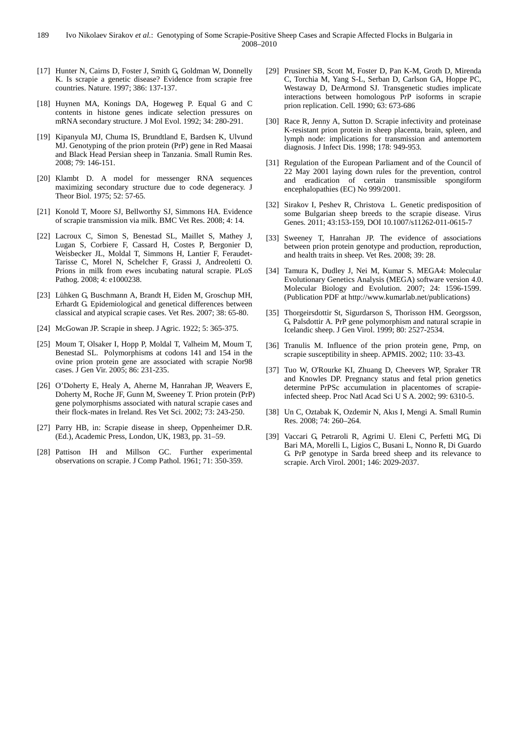[17] Hunter N, Cairns D, Foster J, Smith G, Goldman W, Donnelly K. Is scrapie a genetic disease? Evidence from scrapie free countries. Nature. 1997; 386: 137-137.

[18] Huynen MA, Konings DA, Hogeweg P. Equal G and C contents in histone genes indicate selection pressures on mRNA secondary structure. J Mol Evol. 1992; 34: 280-291.

[19] Kipanyula MJ, Chuma IS, Brundtland E, Bardsen K, Ulvund MJ. Genotyping of the prion protein (PrP) gene in Red Maasai and Black Head Persian sheep in Tanzania. Small Rumin Res. 2008; 79: 146-151.

[20] Klambt D. A model for messenger RNA sequences maximizing secondary structure due to code degeneracy. J Theor Biol. 1975; 52: 57-65.

[21] Konold T, Moore SJ, Bellworthy SJ, Simmons HA. Evidence of scrapie transmission via milk. BMC Vet Res. 2008; 4: 14.

[22] Lacroux C, Simon S, Benestad SL, Maillet S, Mathey J, Lugan S, Corbiere F, Cassard H, Costes P, Bergonier D, Weisbecker JL, Moldal T, Simmons H, Lantier F, Feraudet-Tarisse C, Morel N, Schelcher F, Grassi J, Andreoletti O. Prions in milk from ewes incubating natural scrapie. PLoS Pathog. 2008; 4: e1000238.

[23] Lühken G, Buschmann A, Brandt H, Eiden M, Groschup MH, Erhardt G. Epidemiological and genetical differences between classical and atypical scrapie cases. Vet Res. 2007; 38: 65-80.

[24] McGowan JP. Scrapie in sheep. J Agric. 1922; 5: 365-375.

[25] Moum T, Olsaker I, Hopp P, Moldal T, Valheim M, Moum T, Benestad SL. Polymorphisms at codons 141 and 154 in the ovine prion protein gene are associated with scrapie Nor98 cases. J Gen Vir. 2005; 86: 231-235.

[26] O'Doherty E, Healy A, Aherne M, Hanrahan JP, Weavers E, Doherty M, Roche JF, Gunn M, Sweeney T. Prion protein (PrP) gene polymorphisms associated with natural scrapie cases and their flock-mates in Ireland. Res Vet Sci. 2002; 73: 243-250.

[27] Parry HB, in: Scrapie disease in sheep, Oppenheimer D.R. (Ed.), Academic Press, London, UK, 1983, pp. 31–59.

[28] Pattison IH and Millson GC. Further experimental observations on scrapie. J Comp Pathol. 1961; 71: 350-359.

[29] Prusiner SB, Scott M, Foster D, Pan K-M, Groth D, Mirenda C, Torchia M, Yang S-L, Serban D, Carlson GA, Hoppe PC, Westaway D, DeArmond SJ. Transgenetic studies implicate interactions between homologous PrP isoforms in scrapie prion replication. Cell. 1990; 63: 673-686

[30] Race R, Jenny A, Sutton D. Scrapie infectivity and proteinase K-resistant prion protein in sheep placenta, brain, spleen, and lymph node: implications for transmission and antemortem diagnosis. J Infect Dis. 1998; 178: 949-953.

[31] Regulation of the European Parliament and of the Council of 22 May 2001 laying down rules for the prevention, control and eradication of certain transmissible spongiform encephalopathies (EC) No 999/2001.

[32] Sirakov I, Peshev R, Christova L. Genetic predisposition of some Bulgarian sheep breeds to the scrapie disease. Virus Genes. 2011; 43:153-159, DOI 10.1007/s11262-011-0615-7

[33] Sweeney T, Hanrahan JP. The evidence of associations between prion protein genotype and production, reproduction, and health traits in sheep. Vet Res. 2008; 39: 28.

[34] Tamura K, Dudley J, Nei M, Kumar S. MEGA4: Molecular Evolutionary Genetics Analysis (MEGA) software version 4.0. Molecular Biology and Evolution. 2007; 24: 1596-1599. (Publication PDF at http://www.kumarlab.net/publications)

[35] Thorgeirsdottir St, Sigurdarson S, Thorisson HM. Georgsson, G, Palsdottir A. PrP gene polymorphism and natural scrapie in Icelandic sheep. J Gen Virol. 1999; 80: 2527-2534.

[36] Tranulis M. Influence of the prion protein gene, Prnp, on scrapie susceptibility in sheep. APMIS. 2002; 110: 33-43.

[37] Tuo W, O'Rourke KI, Zhuang D, Cheevers WP, Spraker TR and Knowles DP. Pregnancy status and fetal prion genetics determine PrPSc accumulation in placentomes of scrapie-infected sheep. Proc Natl Acad Sci U S A. 2002; 99: 6310-5.

[38] Un C, Oztabak K, Ozdemir N, Akıs I, Mengi A. Small Rumin Res. 2008; 74: 260–264.

[39] Vaccari G, Petraroli R, Agrimi U. Eleni C, Perfetti MG, Di Bari MA, Morelli L, Ligios C, Busani L, Nonno R, Di Guardo G. PrP genotype in Sarda breed sheep and its relevance to scrapie. Arch Virol. 2001; 146: 2029-2037.